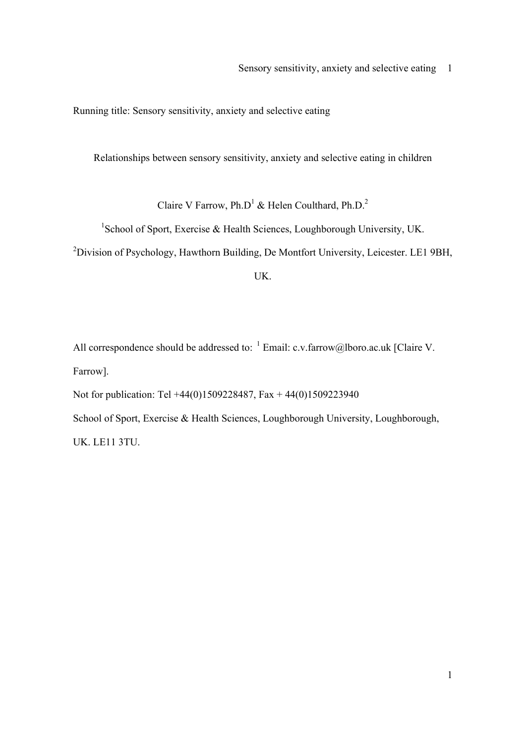Running title: Sensory sensitivity, anxiety and selective eating

# Relationships between sensory sensitivity, anxiety and selective eating in children

Claire V Farrow, Ph.D[1] & Helen Coulthard, Ph.D.[2]

[1]School of Sport, Exercise & Health Sciences, Loughborough University, UK.

[2]Division of Psychology, Hawthorn Building, De Montfort University, Leicester. LE1 9BH, UK.

All correspondence should be addressed to: [1] Email: c.v.farrow@lboro.ac.uk [Claire V. Farrow].

Not for publication: Tel +44(0)1509228487, Fax + 44(0)1509223940

School of Sport, Exercise & Health Sciences, Loughborough University, Loughborough, UK. LE11 3TU.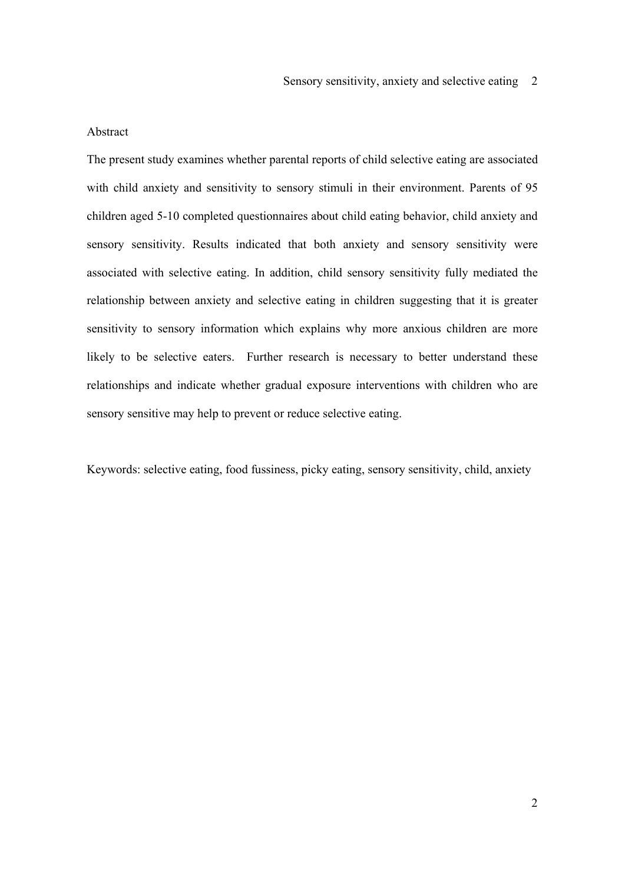## Abstract

The present study examines whether parental reports of child selective eating are associated with child anxiety and sensitivity to sensory stimuli in their environment. Parents of 95 children aged 5-10 completed questionnaires about child eating behavior, child anxiety and sensory sensitivity. Results indicated that both anxiety and sensory sensitivity were associated with selective eating. In addition, child sensory sensitivity fully mediated the relationship between anxiety and selective eating in children suggesting that it is greater sensitivity to sensory information which explains why more anxious children are more likely to be selective eaters. Further research is necessary to better understand these relationships and indicate whether gradual exposure interventions with children who are sensory sensitive may help to prevent or reduce selective eating.

Keywords: selective eating, food fussiness, picky eating, sensory sensitivity, child, anxiety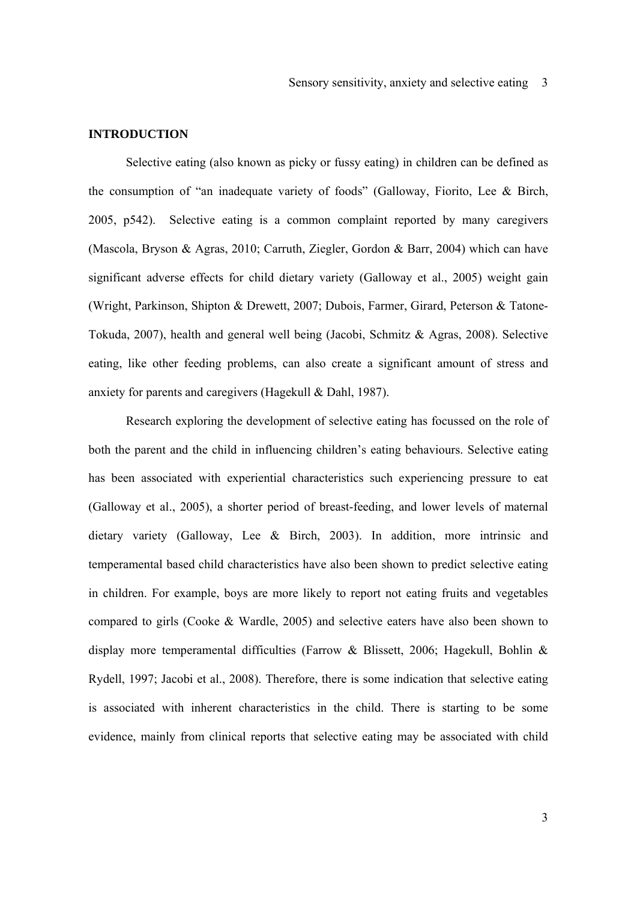## INTRODUCTION

Selective eating (also known as picky or fussy eating) in children can be defined as the consumption of "an inadequate variety of foods" (Galloway, Fiorito, Lee & Birch, 2005, p542). Selective eating is a common complaint reported by many caregivers (Mascola, Bryson & Agras, 2010; Carruth, Ziegler, Gordon & Barr, 2004) which can have significant adverse effects for child dietary variety (Galloway et al., 2005) weight gain (Wright, Parkinson, Shipton & Drewett, 2007; Dubois, Farmer, Girard, Peterson & Tatone-Tokuda, 2007), health and general well being (Jacobi, Schmitz & Agras, 2008). Selective eating, like other feeding problems, can also create a significant amount of stress and anxiety for parents and caregivers (Hagekull & Dahl, 1987).

Research exploring the development of selective eating has focussed on the role of both the parent and the child in influencing children's eating behaviours. Selective eating has been associated with experiential characteristics such experiencing pressure to eat (Galloway et al., 2005), a shorter period of breast-feeding, and lower levels of maternal dietary variety (Galloway, Lee & Birch, 2003). In addition, more intrinsic and temperamental based child characteristics have also been shown to predict selective eating in children. For example, boys are more likely to report not eating fruits and vegetables compared to girls (Cooke & Wardle, 2005) and selective eaters have also been shown to display more temperamental difficulties (Farrow & Blissett, 2006; Hagekull, Bohlin & Rydell, 1997; Jacobi et al., 2008). Therefore, there is some indication that selective eating is associated with inherent characteristics in the child. There is starting to be some evidence, mainly from clinical reports that selective eating may be associated with child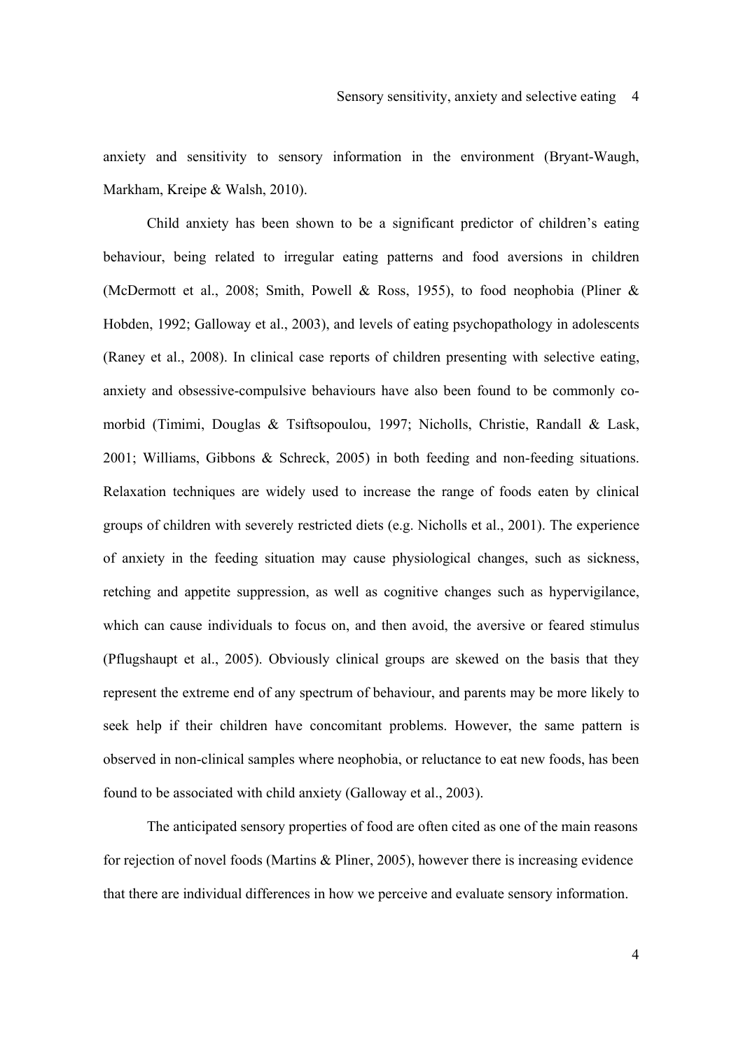anxiety and sensitivity to sensory information in the environment (Bryant-Waugh, Markham, Kreipe & Walsh, 2010).

Child anxiety has been shown to be a significant predictor of children's eating behaviour, being related to irregular eating patterns and food aversions in children (McDermott et al., 2008; Smith, Powell & Ross, 1955), to food neophobia (Pliner & Hobden, 1992; Galloway et al., 2003), and levels of eating psychopathology in adolescents (Raney et al., 2008). In clinical case reports of children presenting with selective eating, anxiety and obsessive-compulsive behaviours have also been found to be commonly co-morbid (Timimi, Douglas & Tsiftsopoulou, 1997; Nicholls, Christie, Randall & Lask, 2001; Williams, Gibbons & Schreck, 2005) in both feeding and non-feeding situations. Relaxation techniques are widely used to increase the range of foods eaten by clinical groups of children with severely restricted diets (e.g. Nicholls et al., 2001). The experience of anxiety in the feeding situation may cause physiological changes, such as sickness, retching and appetite suppression, as well as cognitive changes such as hypervigilance, which can cause individuals to focus on, and then avoid, the aversive or feared stimulus (Pflugshaupt et al., 2005). Obviously clinical groups are skewed on the basis that they represent the extreme end of any spectrum of behaviour, and parents may be more likely to seek help if their children have concomitant problems. However, the same pattern is observed in non-clinical samples where neophobia, or reluctance to eat new foods, has been found to be associated with child anxiety (Galloway et al., 2003).

The anticipated sensory properties of food are often cited as one of the main reasons for rejection of novel foods (Martins & Pliner, 2005), however there is increasing evidence that there are individual differences in how we perceive and evaluate sensory information.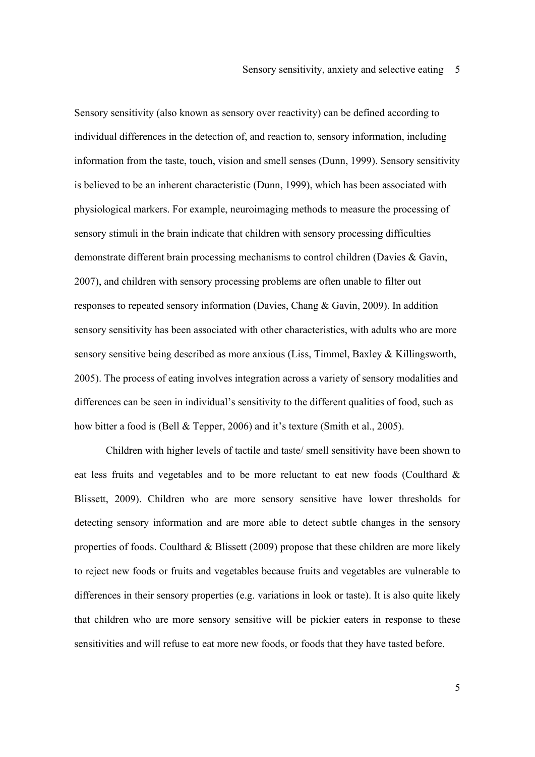Sensory sensitivity (also known as sensory over reactivity) can be defined according to individual differences in the detection of, and reaction to, sensory information, including information from the taste, touch, vision and smell senses (Dunn, 1999). Sensory sensitivity is believed to be an inherent characteristic (Dunn, 1999), which has been associated with physiological markers. For example, neuroimaging methods to measure the processing of sensory stimuli in the brain indicate that children with sensory processing difficulties demonstrate different brain processing mechanisms to control children (Davies & Gavin, 2007), and children with sensory processing problems are often unable to filter out responses to repeated sensory information (Davies, Chang & Gavin, 2009). In addition sensory sensitivity has been associated with other characteristics, with adults who are more sensory sensitive being described as more anxious (Liss, Timmel, Baxley & Killingsworth, 2005). The process of eating involves integration across a variety of sensory modalities and differences can be seen in individual's sensitivity to the different qualities of food, such as how bitter a food is (Bell & Tepper, 2006) and it's texture (Smith et al., 2005).

Children with higher levels of tactile and taste/ smell sensitivity have been shown to eat less fruits and vegetables and to be more reluctant to eat new foods (Coulthard & Blissett, 2009). Children who are more sensory sensitive have lower thresholds for detecting sensory information and are more able to detect subtle changes in the sensory properties of foods. Coulthard & Blissett (2009) propose that these children are more likely to reject new foods or fruits and vegetables because fruits and vegetables are vulnerable to differences in their sensory properties (e.g. variations in look or taste). It is also quite likely that children who are more sensory sensitive will be pickier eaters in response to these sensitivities and will refuse to eat more new foods, or foods that they have tasted before.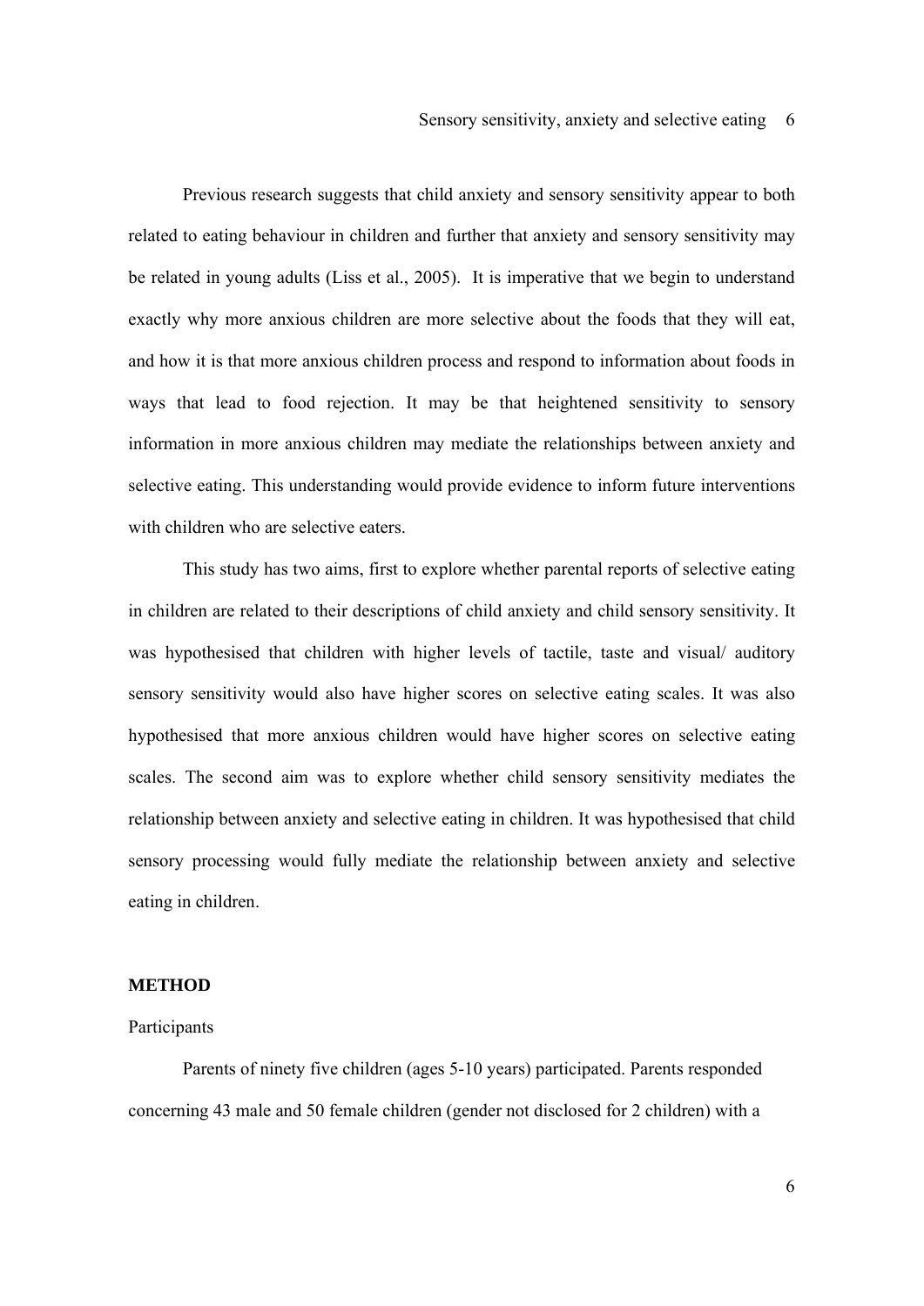Previous research suggests that child anxiety and sensory sensitivity appear to both related to eating behaviour in children and further that anxiety and sensory sensitivity may be related in young adults (Liss et al., 2005). It is imperative that we begin to understand exactly why more anxious children are more selective about the foods that they will eat, and how it is that more anxious children process and respond to information about foods in ways that lead to food rejection. It may be that heightened sensitivity to sensory information in more anxious children may mediate the relationships between anxiety and selective eating. This understanding would provide evidence to inform future interventions with children who are selective eaters.

This study has two aims, first to explore whether parental reports of selective eating in children are related to their descriptions of child anxiety and child sensory sensitivity. It was hypothesised that children with higher levels of tactile, taste and visual/ auditory sensory sensitivity would also have higher scores on selective eating scales. It was also hypothesised that more anxious children would have higher scores on selective eating scales. The second aim was to explore whether child sensory sensitivity mediates the relationship between anxiety and selective eating in children. It was hypothesised that child sensory processing would fully mediate the relationship between anxiety and selective eating in children.

## METHOD

### Participants

Parents of ninety five children (ages 5-10 years) participated. Parents responded concerning 43 male and 50 female children (gender not disclosed for 2 children) with a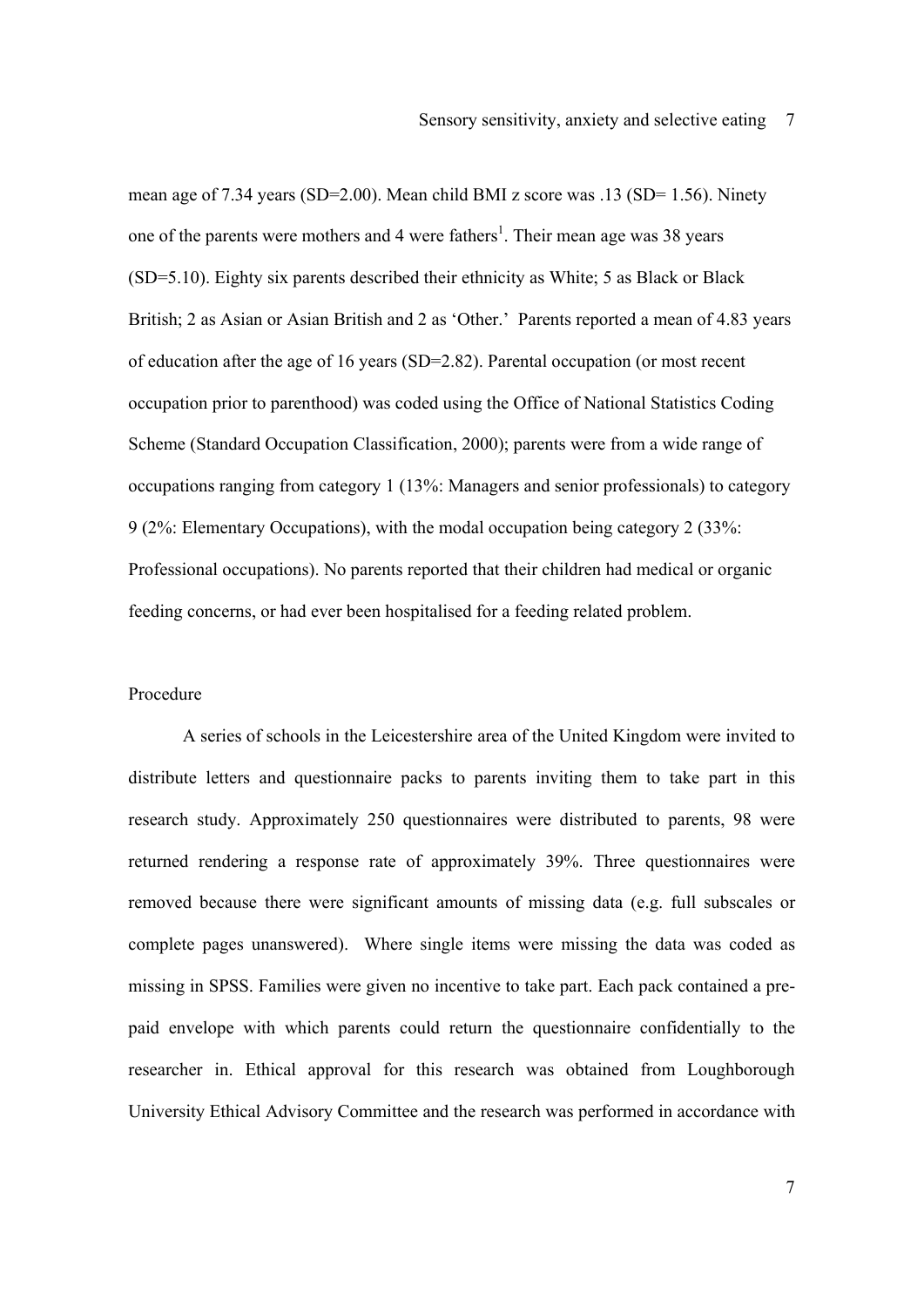mean age of 7.34 years (SD=2.00). Mean child BMI z score was .13 (SD= 1.56). Ninety one of the parents were mothers and 4 were fathers[1]. Their mean age was 38 years (SD=5.10). Eighty six parents described their ethnicity as White; 5 as Black or Black British; 2 as Asian or Asian British and 2 as 'Other.' Parents reported a mean of 4.83 years of education after the age of 16 years (SD=2.82). Parental occupation (or most recent occupation prior to parenthood) was coded using the Office of National Statistics Coding Scheme (Standard Occupation Classification, 2000); parents were from a wide range of occupations ranging from category 1 (13%: Managers and senior professionals) to category 9 (2%: Elementary Occupations), with the modal occupation being category 2 (33%: Professional occupations). No parents reported that their children had medical or organic feeding concerns, or had ever been hospitalised for a feeding related problem.

## Procedure

A series of schools in the Leicestershire area of the United Kingdom were invited to distribute letters and questionnaire packs to parents inviting them to take part in this research study. Approximately 250 questionnaires were distributed to parents, 98 were returned rendering a response rate of approximately 39%. Three questionnaires were removed because there were significant amounts of missing data (e.g. full subscales or complete pages unanswered). Where single items were missing the data was coded as missing in SPSS. Families were given no incentive to take part. Each pack contained a pre-paid envelope with which parents could return the questionnaire confidentially to the researcher in. Ethical approval for this research was obtained from Loughborough University Ethical Advisory Committee and the research was performed in accordance with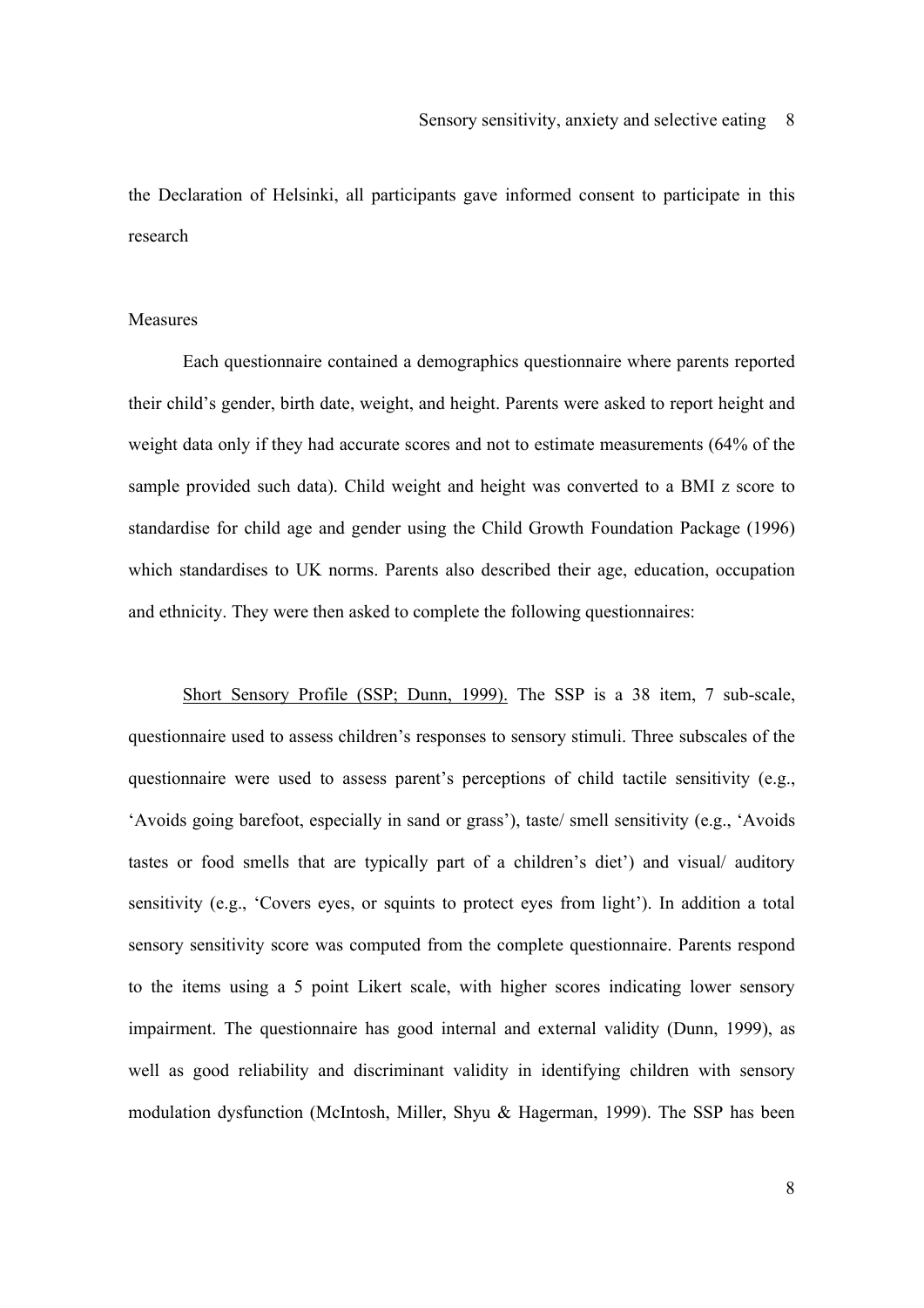the Declaration of Helsinki, all participants gave informed consent to participate in this research

## Measures

Each questionnaire contained a demographics questionnaire where parents reported their child's gender, birth date, weight, and height. Parents were asked to report height and weight data only if they had accurate scores and not to estimate measurements (64% of the sample provided such data). Child weight and height was converted to a BMI z score to standardise for child age and gender using the Child Growth Foundation Package (1996) which standardises to UK norms. Parents also described their age, education, occupation and ethnicity. They were then asked to complete the following questionnaires:

Short Sensory Profile (SSP; Dunn, 1999). The SSP is a 38 item, 7 sub-scale, questionnaire used to assess children's responses to sensory stimuli. Three subscales of the questionnaire were used to assess parent's perceptions of child tactile sensitivity (e.g., 'Avoids going barefoot, especially in sand or grass'), taste/ smell sensitivity (e.g., 'Avoids tastes or food smells that are typically part of a children's diet') and visual/ auditory sensitivity (e.g., 'Covers eyes, or squints to protect eyes from light'). In addition a total sensory sensitivity score was computed from the complete questionnaire. Parents respond to the items using a 5 point Likert scale, with higher scores indicating lower sensory impairment. The questionnaire has good internal and external validity (Dunn, 1999), as well as good reliability and discriminant validity in identifying children with sensory modulation dysfunction (McIntosh, Miller, Shyu & Hagerman, 1999). The SSP has been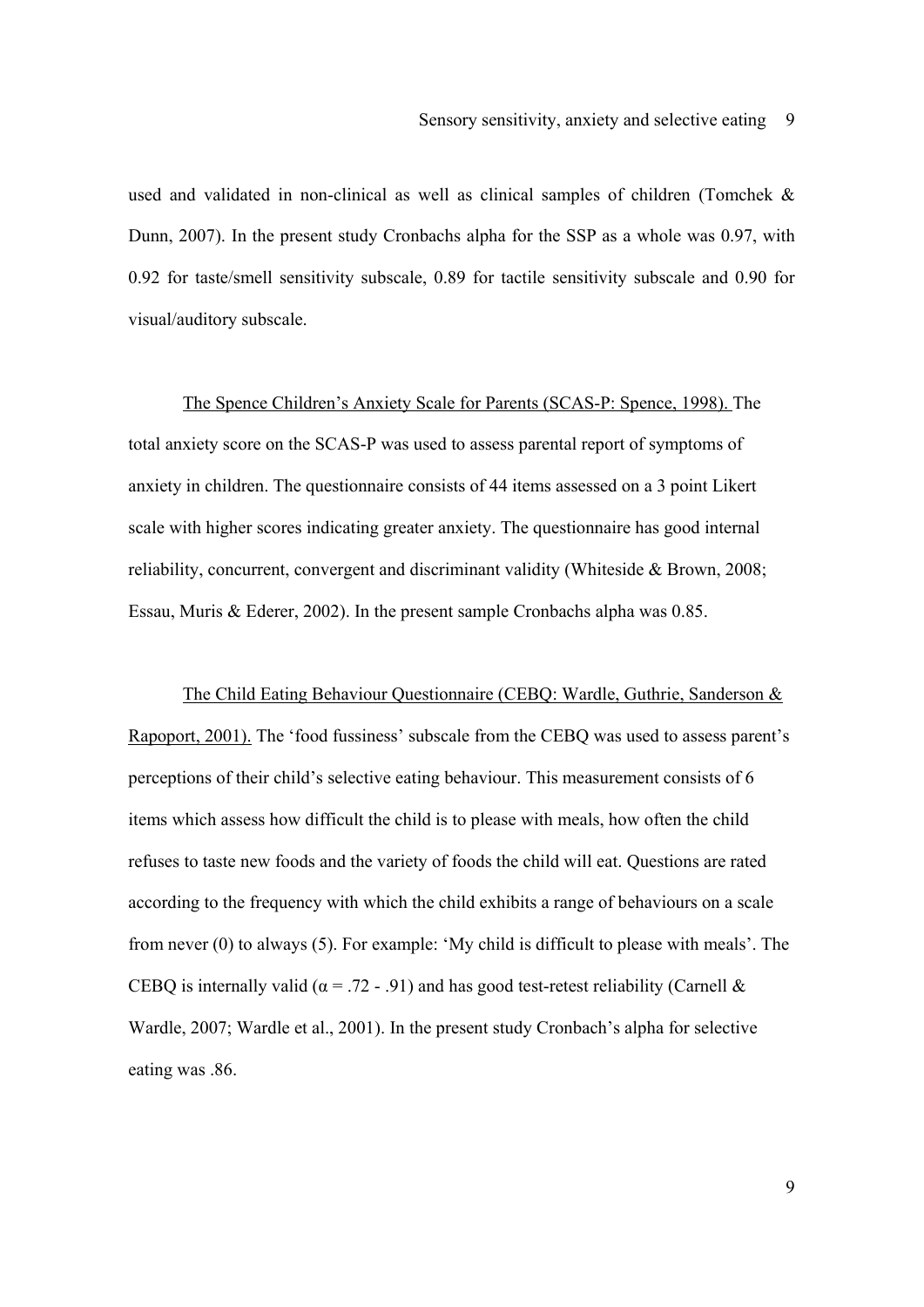used and validated in non-clinical as well as clinical samples of children (Tomchek & Dunn, 2007). In the present study Cronbachs alpha for the SSP as a whole was 0.97, with 0.92 for taste/smell sensitivity subscale, 0.89 for tactile sensitivity subscale and 0.90 for visual/auditory subscale.

The Spence Children's Anxiety Scale for Parents (SCAS-P: Spence, 1998). The total anxiety score on the SCAS-P was used to assess parental report of symptoms of anxiety in children. The questionnaire consists of 44 items assessed on a 3 point Likert scale with higher scores indicating greater anxiety. The questionnaire has good internal reliability, concurrent, convergent and discriminant validity (Whiteside & Brown, 2008; Essau, Muris & Ederer, 2002). In the present sample Cronbachs alpha was 0.85.

The Child Eating Behaviour Questionnaire (CEBQ: Wardle, Guthrie, Sanderson & Rapoport, 2001). The 'food fussiness' subscale from the CEBQ was used to assess parent's perceptions of their child's selective eating behaviour. This measurement consists of 6 items which assess how difficult the child is to please with meals, how often the child refuses to taste new foods and the variety of foods the child will eat. Questions are rated according to the frequency with which the child exhibits a range of behaviours on a scale from never (0) to always (5). For example: 'My child is difficult to please with meals'. The CEBQ is internally valid ($\alpha = .72 - .91$) and has good test-retest reliability (Carnell & Wardle, 2007; Wardle et al., 2001). In the present study Cronbach's alpha for selective eating was .86.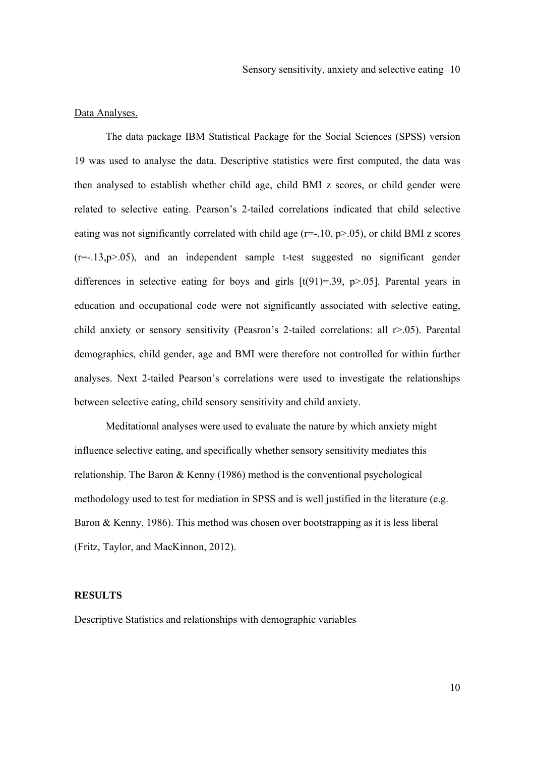Data Analyses.

The data package IBM Statistical Package for the Social Sciences (SPSS) version 19 was used to analyse the data. Descriptive statistics were first computed, the data was then analysed to establish whether child age, child BMI z scores, or child gender were related to selective eating. Pearson's 2-tailed correlations indicated that child selective eating was not significantly correlated with child age ($r=-.10$, $p>.05$), or child BMI z scores ($r=-.13, p>.05$), and an independent sample t-test suggested no significant gender differences in selective eating for boys and girls [$t(91)=.39$, $p>.05$]. Parental years in education and occupational code were not significantly associated with selective eating, child anxiety or sensory sensitivity (Peasron's 2-tailed correlations: all $r>.05$). Parental demographics, child gender, age and BMI were therefore not controlled for within further analyses. Next 2-tailed Pearson's correlations were used to investigate the relationships between selective eating, child sensory sensitivity and child anxiety.

Meditational analyses were used to evaluate the nature by which anxiety might influence selective eating, and specifically whether sensory sensitivity mediates this relationship. The Baron & Kenny (1986) method is the conventional psychological methodology used to test for mediation in SPSS and is well justified in the literature (e.g. Baron & Kenny, 1986). This method was chosen over bootstrapping as it is less liberal (Fritz, Taylor, and MacKinnon, 2012).

## RESULTS

Descriptive Statistics and relationships with demographic variables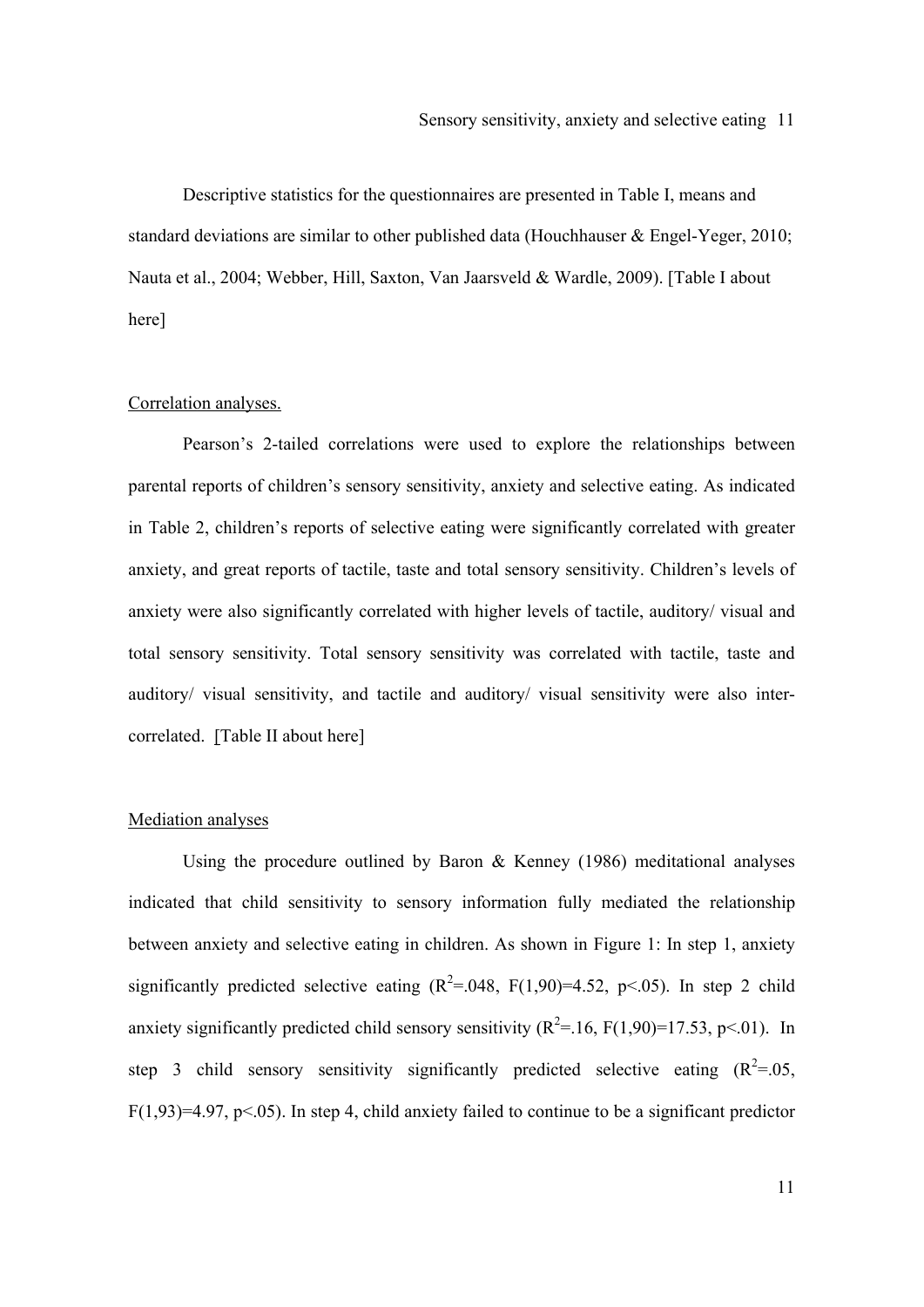Descriptive statistics for the questionnaires are presented in Table I, means and standard deviations are similar to other published data (Houchhauser & Engel-Yeger, 2010; Nauta et al., 2004; Webber, Hill, Saxton, Van Jaarsveld & Wardle, 2009). [Table I about here]

Correlation analyses.

Pearson's 2-tailed correlations were used to explore the relationships between parental reports of children's sensory sensitivity, anxiety and selective eating. As indicated in Table 2, children's reports of selective eating were significantly correlated with greater anxiety, and great reports of tactile, taste and total sensory sensitivity. Children's levels of anxiety were also significantly correlated with higher levels of tactile, auditory/ visual and total sensory sensitivity. Total sensory sensitivity was correlated with tactile, taste and auditory/ visual sensitivity, and tactile and auditory/ visual sensitivity were also inter-correlated. [Table II about here]

Mediation analyses

Using the procedure outlined by Baron & Kenney (1986) meditational analyses indicated that child sensitivity to sensory information fully mediated the relationship between anxiety and selective eating in children. As shown in Figure 1: In step 1, anxiety significantly predicted selective eating ($R^2$=.048, $F(1,90)$=4.52, $p$<.05). In step 2 child anxiety significantly predicted child sensory sensitivity ($R^2$=.16, $F(1,90)$=17.53, $p$<.01). In step 3 child sensory sensitivity significantly predicted selective eating ($R^2$=.05, $F(1,93)$=4.97, $p$<.05). In step 4, child anxiety failed to continue to be a significant predictor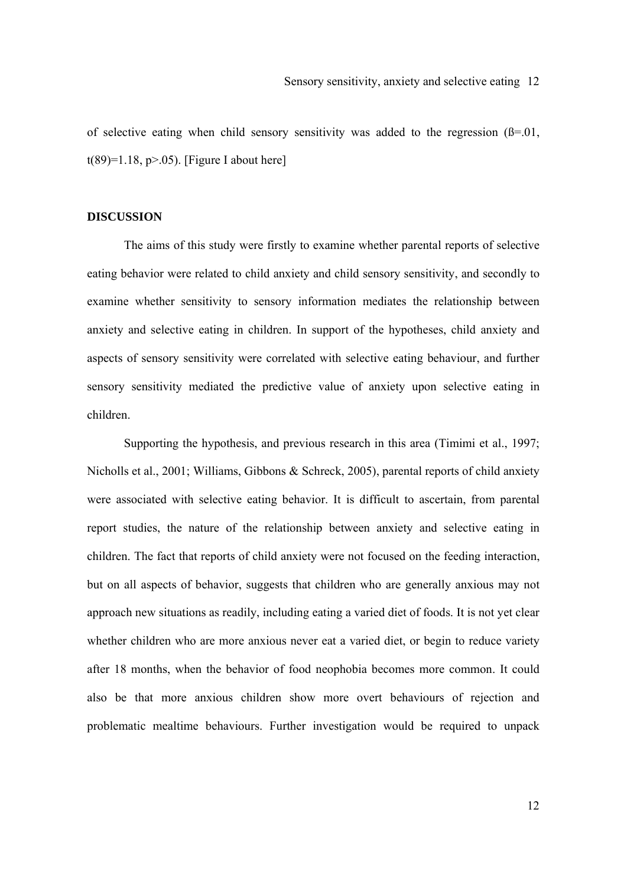of selective eating when child sensory sensitivity was added to the regression ($ß=.01$, $t(89)=1.18$, $p>.05$). [Figure I about here]

## DISCUSSION

The aims of this study were firstly to examine whether parental reports of selective eating behavior were related to child anxiety and child sensory sensitivity, and secondly to examine whether sensitivity to sensory information mediates the relationship between anxiety and selective eating in children. In support of the hypotheses, child anxiety and aspects of sensory sensitivity were correlated with selective eating behaviour, and further sensory sensitivity mediated the predictive value of anxiety upon selective eating in children.

Supporting the hypothesis, and previous research in this area (Timimi et al., 1997; Nicholls et al., 2001; Williams, Gibbons & Schreck, 2005), parental reports of child anxiety were associated with selective eating behavior. It is difficult to ascertain, from parental report studies, the nature of the relationship between anxiety and selective eating in children. The fact that reports of child anxiety were not focused on the feeding interaction, but on all aspects of behavior, suggests that children who are generally anxious may not approach new situations as readily, including eating a varied diet of foods. It is not yet clear whether children who are more anxious never eat a varied diet, or begin to reduce variety after 18 months, when the behavior of food neophobia becomes more common. It could also be that more anxious children show more overt behaviours of rejection and problematic mealtime behaviours. Further investigation would be required to unpack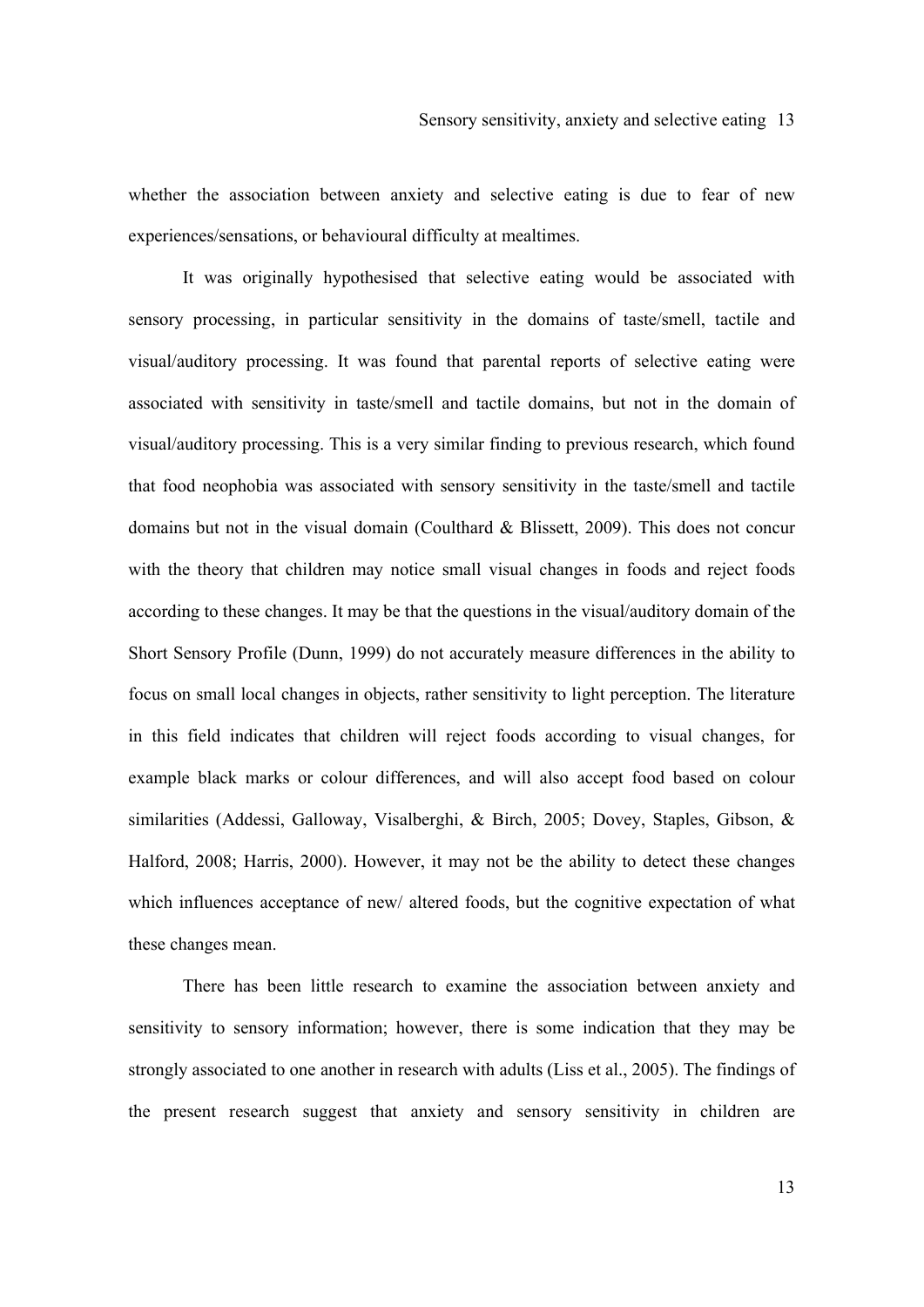whether the association between anxiety and selective eating is due to fear of new experiences/sensations, or behavioural difficulty at mealtimes.

It was originally hypothesised that selective eating would be associated with sensory processing, in particular sensitivity in the domains of taste/smell, tactile and visual/auditory processing. It was found that parental reports of selective eating were associated with sensitivity in taste/smell and tactile domains, but not in the domain of visual/auditory processing. This is a very similar finding to previous research, which found that food neophobia was associated with sensory sensitivity in the taste/smell and tactile domains but not in the visual domain (Coulthard & Blissett, 2009). This does not concur with the theory that children may notice small visual changes in foods and reject foods according to these changes. It may be that the questions in the visual/auditory domain of the Short Sensory Profile (Dunn, 1999) do not accurately measure differences in the ability to focus on small local changes in objects, rather sensitivity to light perception. The literature in this field indicates that children will reject foods according to visual changes, for example black marks or colour differences, and will also accept food based on colour similarities (Addessi, Galloway, Visalberghi, & Birch, 2005; Dovey, Staples, Gibson, & Halford, 2008; Harris, 2000). However, it may not be the ability to detect these changes which influences acceptance of new/ altered foods, but the cognitive expectation of what these changes mean.

There has been little research to examine the association between anxiety and sensitivity to sensory information; however, there is some indication that they may be strongly associated to one another in research with adults (Liss et al., 2005). The findings of the present research suggest that anxiety and sensory sensitivity in children are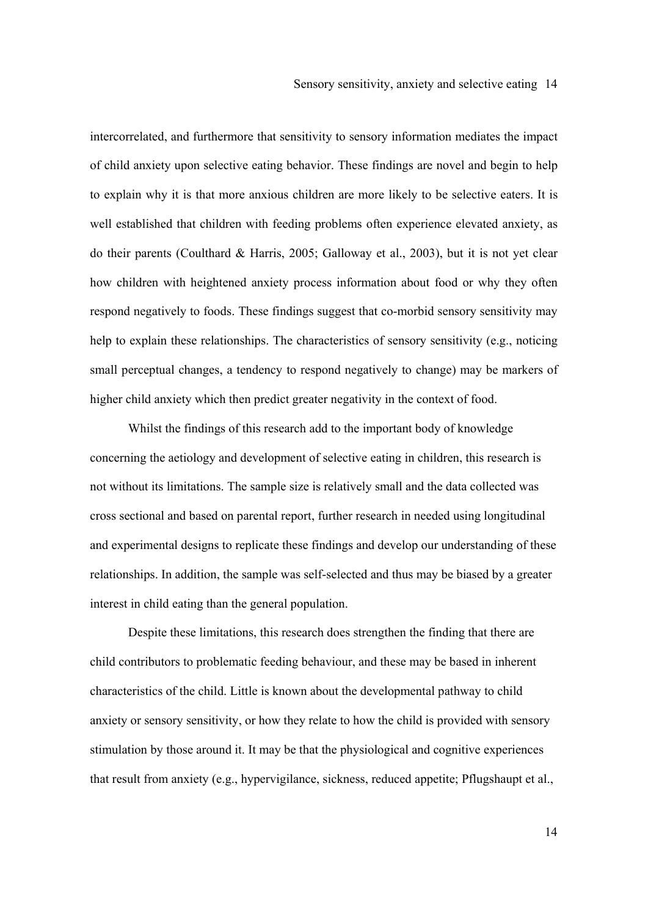intercorrelated, and furthermore that sensitivity to sensory information mediates the impact of child anxiety upon selective eating behavior. These findings are novel and begin to help to explain why it is that more anxious children are more likely to be selective eaters. It is well established that children with feeding problems often experience elevated anxiety, as do their parents (Coulthard & Harris, 2005; Galloway et al., 2003), but it is not yet clear how children with heightened anxiety process information about food or why they often respond negatively to foods. These findings suggest that co-morbid sensory sensitivity may help to explain these relationships. The characteristics of sensory sensitivity (e.g., noticing small perceptual changes, a tendency to respond negatively to change) may be markers of higher child anxiety which then predict greater negativity in the context of food.

Whilst the findings of this research add to the important body of knowledge concerning the aetiology and development of selective eating in children, this research is not without its limitations. The sample size is relatively small and the data collected was cross sectional and based on parental report, further research in needed using longitudinal and experimental designs to replicate these findings and develop our understanding of these relationships. In addition, the sample was self-selected and thus may be biased by a greater interest in child eating than the general population.

Despite these limitations, this research does strengthen the finding that there are child contributors to problematic feeding behaviour, and these may be based in inherent characteristics of the child. Little is known about the developmental pathway to child anxiety or sensory sensitivity, or how they relate to how the child is provided with sensory stimulation by those around it. It may be that the physiological and cognitive experiences that result from anxiety (e.g., hypervigilance, sickness, reduced appetite; Pflugshaupt et al.,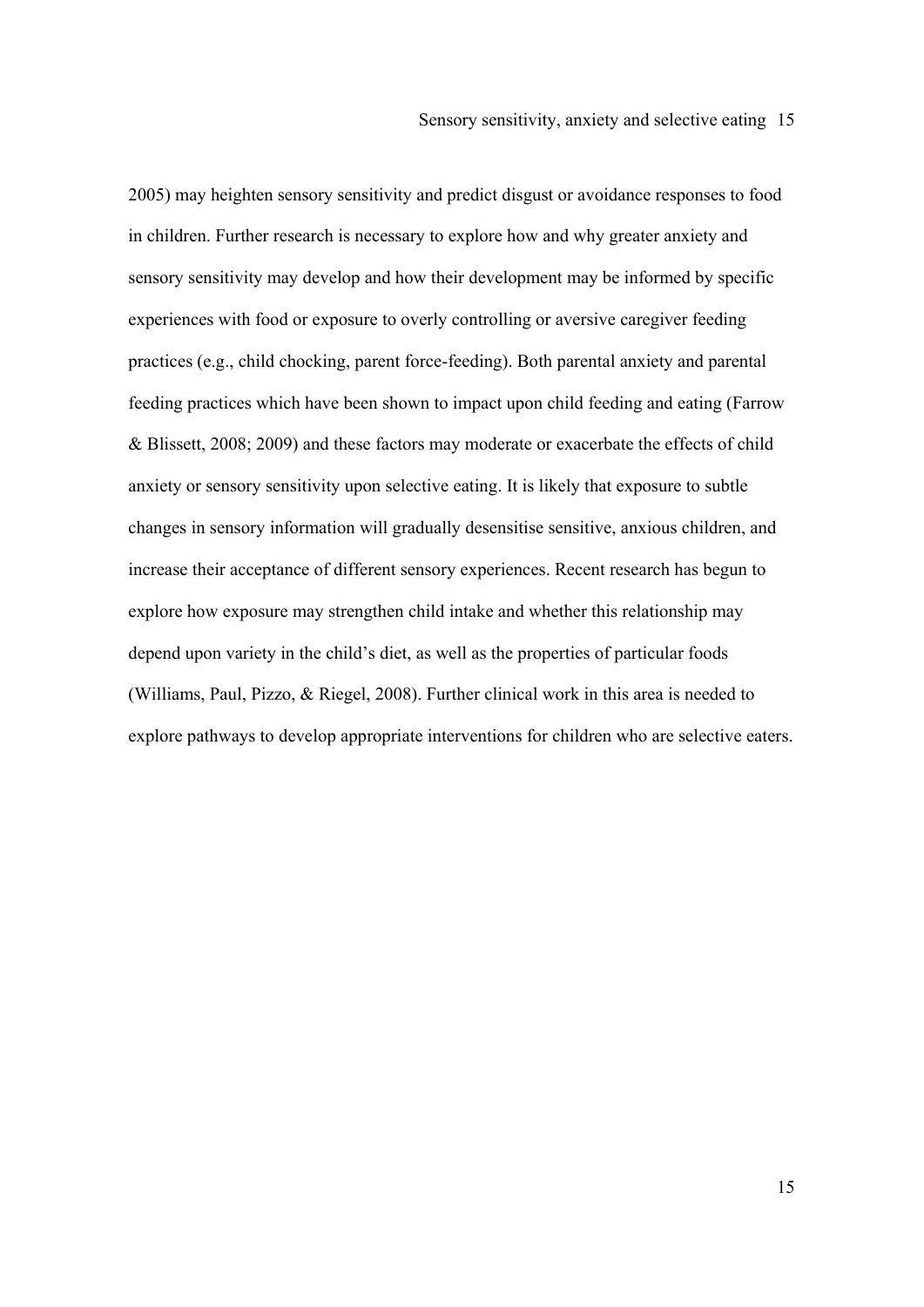2005) may heighten sensory sensitivity and predict disgust or avoidance responses to food in children. Further research is necessary to explore how and why greater anxiety and sensory sensitivity may develop and how their development may be informed by specific experiences with food or exposure to overly controlling or aversive caregiver feeding practices (e.g., child chocking, parent force-feeding). Both parental anxiety and parental feeding practices which have been shown to impact upon child feeding and eating (Farrow & Blissett, 2008; 2009) and these factors may moderate or exacerbate the effects of child anxiety or sensory sensitivity upon selective eating. It is likely that exposure to subtle changes in sensory information will gradually desensitise sensitive, anxious children, and increase their acceptance of different sensory experiences. Recent research has begun to explore how exposure may strengthen child intake and whether this relationship may depend upon variety in the child's diet, as well as the properties of particular foods (Williams, Paul, Pizzo, & Riegel, 2008). Further clinical work in this area is needed to explore pathways to develop appropriate interventions for children who are selective eaters.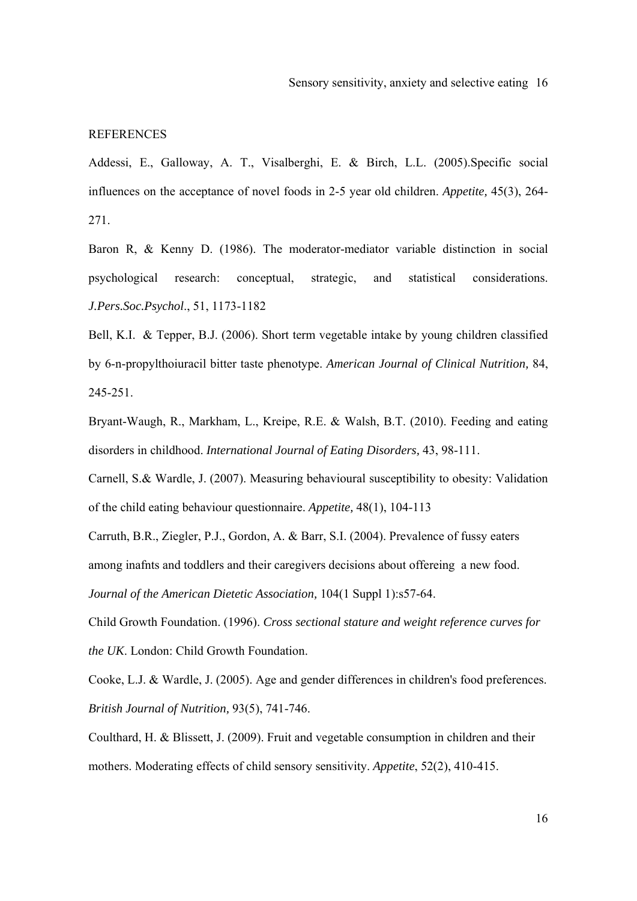REFERENCES

Addessi, E., Galloway, A. T., Visalberghi, E. & Birch, L.L. (2005).Specific social influences on the acceptance of novel foods in 2-5 year old children. *Appetite,* 45(3), 264-271.

Baron R, & Kenny D. (1986). The moderator-mediator variable distinction in social psychological research: conceptual, strategic, and statistical considerations. *J.Pers.Soc.Psychol*., 51, 1173-1182

Bell, K.I. & Tepper, B.J. (2006). Short term vegetable intake by young children classified by 6-n-propylthoiuracil bitter taste phenotype. *American Journal of Clinical Nutrition,* 84, 245-251.

Bryant-Waugh, R., Markham, L., Kreipe, R.E. & Walsh, B.T. (2010). Feeding and eating disorders in childhood. *International Journal of Eating Disorders,* 43, 98-111.

Carnell, S.& Wardle, J. (2007). Measuring behavioural susceptibility to obesity: Validation of the child eating behaviour questionnaire. *Appetite,* 48(1), 104-113

Carruth, B.R., Ziegler, P.J., Gordon, A. & Barr, S.I. (2004). Prevalence of fussy eaters among inafnts and toddlers and their caregivers decisions about offereing a new food. *Journal of the American Dietetic Association,* 104(1 Suppl 1):s57-64.

Child Growth Foundation. (1996). *Cross sectional stature and weight reference curves for the UK*. London: Child Growth Foundation.

Cooke, L.J. & Wardle, J. (2005). Age and gender differences in children's food preferences. *British Journal of Nutrition,* 93(5), 741-746.

Coulthard, H. & Blissett, J. (2009). Fruit and vegetable consumption in children and their mothers. Moderating effects of child sensory sensitivity. *Appetite*, 52(2), 410-415.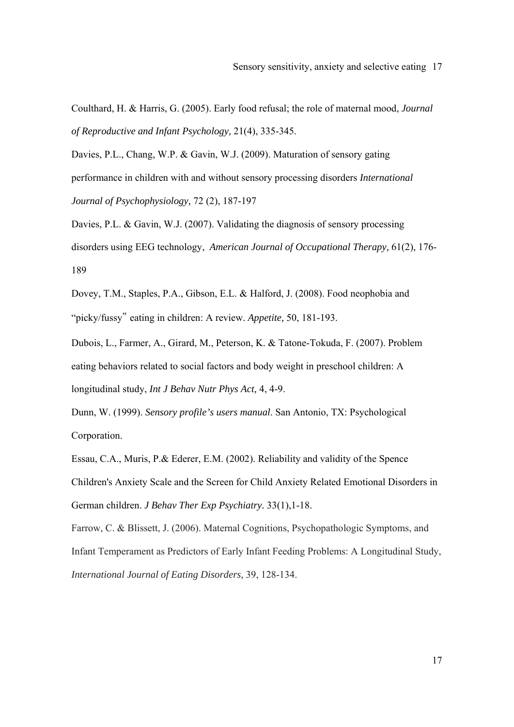Coulthard, H. & Harris, G. (2005). Early food refusal; the role of maternal mood, *Journal of Reproductive and Infant Psychology,* 21(4), 335-345.

Davies, P.L., Chang, W.P. & Gavin, W.J. (2009). Maturation of sensory gating performance in children with and without sensory processing disorders *International Journal of Psychophysiology,* 72 (2), 187-197

Davies, P.L. & Gavin, W.J. (2007). Validating the diagnosis of sensory processing disorders using EEG technology, *American Journal of Occupational Therapy,* 61(2), 176-189

Dovey, T.M., Staples, P.A., Gibson, E.L. & Halford, J. (2008). Food neophobia and "picky/fussy" eating in children: A review. *Appetite,* 50, 181-193.

Dubois, L., Farmer, A., Girard, M., Peterson, K. & Tatone-Tokuda, F. (2007). Problem eating behaviors related to social factors and body weight in preschool children: A longitudinal study, *Int J Behav Nutr Phys Act,* 4, 4-9.

Dunn, W. (1999). *Sensory profile's users manual*. San Antonio, TX: Psychological Corporation.

Essau, C.A., Muris, P.& Ederer, E.M. (2002). Reliability and validity of the Spence Children's Anxiety Scale and the Screen for Child Anxiety Related Emotional Disorders in German children. *J Behav Ther Exp Psychiatry*. 33(1),1-18.

Farrow, C. & Blissett, J. (2006). Maternal Cognitions, Psychopathologic Symptoms, and Infant Temperament as Predictors of Early Infant Feeding Problems: A Longitudinal Study, *International Journal of Eating Disorders,* 39, 128-134.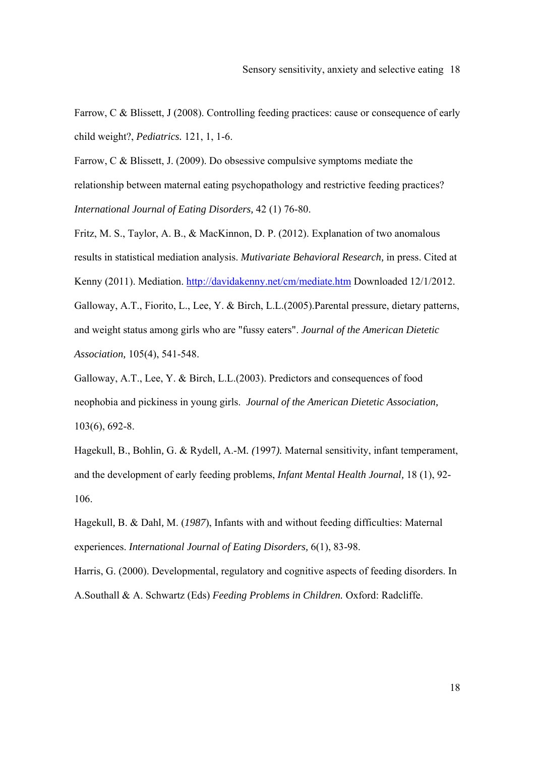Farrow, C & Blissett, J (2008). Controlling feeding practices: cause or consequence of early child weight?, *Pediatrics.* 121, 1, 1-6.

Farrow, C & Blissett, J. (2009). Do obsessive compulsive symptoms mediate the relationship between maternal eating psychopathology and restrictive feeding practices? *International Journal of Eating Disorders,* 42 (1) 76-80.

Fritz, M. S., Taylor, A. B., & MacKinnon, D. P. (2012). Explanation of two anomalous results in statistical mediation analysis. *Mutivariate Behavioral Research,* in press. Cited at Kenny (2011). Mediation. http://davidakenny.net/cm/mediate.htm Downloaded 12/1/2012.

Galloway, A.T., Fiorito, L., Lee, Y. & Birch, L.L.(2005).Parental pressure, dietary patterns, and weight status among girls who are "fussy eaters". *Journal of the American Dietetic Association,* 105(4), 541-548.

Galloway, A.T., Lee, Y. & Birch, L.L.(2003). Predictors and consequences of food neophobia and pickiness in young girls. *Journal of the American Dietetic Association,* 103(6), 692-8.

Hagekull, B., Bohlin, G. & Rydell, A.-M. *(*1997*).* Maternal sensitivity, infant temperament, and the development of early feeding problems, *Infant Mental Health Journal,* 18 (1), 92-106.

Hagekull, B. & Dahl, M. (*1987*), Infants with and without feeding difficulties: Maternal experiences. *International Journal of Eating Disorders,* 6(1), 83-98.

Harris, G. (2000). Developmental, regulatory and cognitive aspects of feeding disorders. In A.Southall & A. Schwartz (Eds) *Feeding Problems in Children.* Oxford: Radcliffe.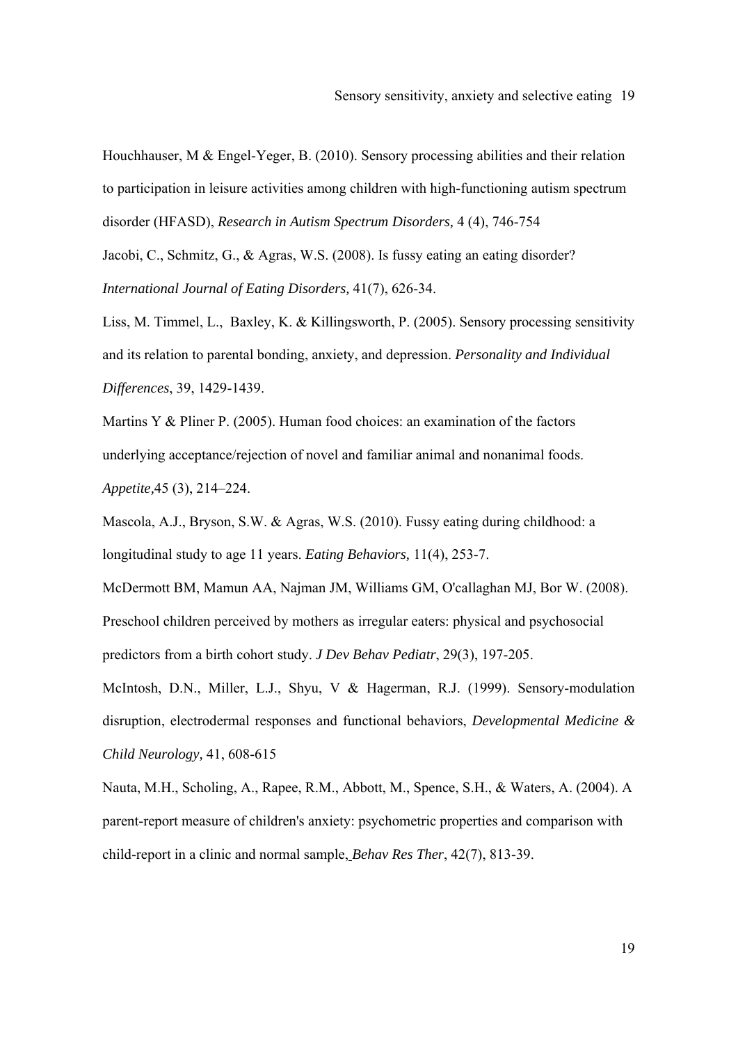Houchhauser, M & Engel-Yeger, B. (2010). Sensory processing abilities and their relation to participation in leisure activities among children with high-functioning autism spectrum disorder (HFASD), *Research in Autism Spectrum Disorders,* 4 (4), 746-754

Jacobi, C., Schmitz, G., & Agras, W.S. (2008). Is fussy eating an eating disorder? *International Journal of Eating Disorders,* 41(7), 626-34.

Liss, M. Timmel, L., Baxley, K. & Killingsworth, P. (2005). Sensory processing sensitivity and its relation to parental bonding, anxiety, and depression. *Personality and Individual Differences*, 39, 1429-1439.

Martins Y & Pliner P. (2005). Human food choices: an examination of the factors underlying acceptance/rejection of novel and familiar animal and nonanimal foods. *Appetite,*45 (3), 214–224.

Mascola, A.J., Bryson, S.W. & Agras, W.S. (2010). Fussy eating during childhood: a longitudinal study to age 11 years. *Eating Behaviors,* 11(4), 253-7.

McDermott BM, Mamun AA, Najman JM, Williams GM, O'callaghan MJ, Bor W. (2008). Preschool children perceived by mothers as irregular eaters: physical and psychosocial predictors from a birth cohort study. *J Dev Behav Pediatr*, 29(3), 197-205.

McIntosh, D.N., Miller, L.J., Shyu, V & Hagerman, R.J. (1999). Sensory-modulation disruption, electrodermal responses and functional behaviors, *Developmental Medicine & Child Neurology,* 41, 608-615

Nauta, M.H., Scholing, A., Rapee, R.M., Abbott, M., Spence, S.H., & Waters, A. (2004). A parent-report measure of children's anxiety: psychometric properties and comparison with child-report in a clinic and normal sample, *Behav Res Ther*, 42(7), 813-39.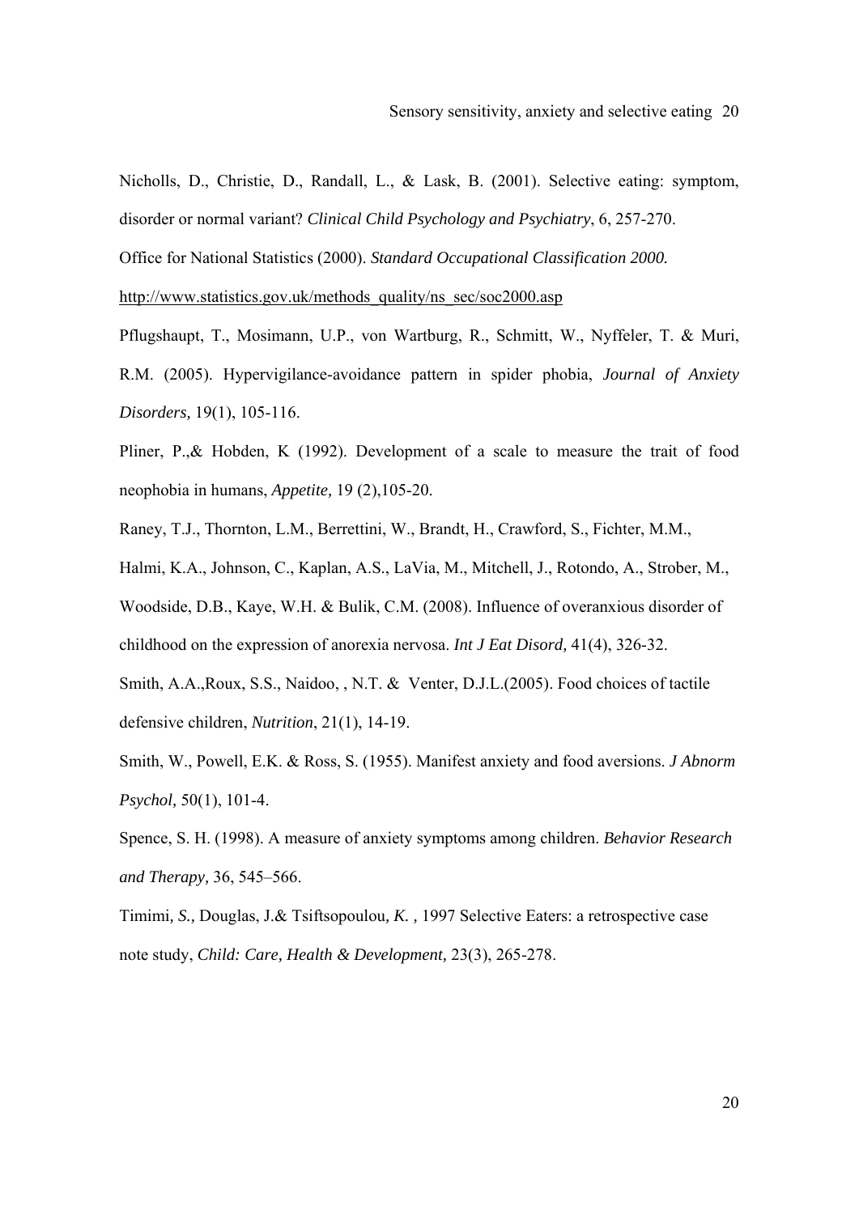Nicholls, D., Christie, D., Randall, L., & Lask, B. (2001). Selective eating: symptom, disorder or normal variant? *Clinical Child Psychology and Psychiatry*, 6, 257-270.

Office for National Statistics (2000). *Standard Occupational Classification 2000.* http://www.statistics.gov.uk/methods_quality/ns_sec/soc2000.asp

Pflugshaupt, T., Mosimann, U.P., von Wartburg, R., Schmitt, W., Nyffeler, T. & Muri, R.M. (2005). Hypervigilance-avoidance pattern in spider phobia, *Journal of Anxiety Disorders,* 19(1), 105-116.

Pliner, P.,& Hobden, K (1992). Development of a scale to measure the trait of food neophobia in humans, *Appetite,* 19 (2),105-20.

Raney, T.J., Thornton, L.M., Berrettini, W., Brandt, H., Crawford, S., Fichter, M.M., Halmi, K.A., Johnson, C., Kaplan, A.S., LaVia, M., Mitchell, J., Rotondo, A., Strober, M., Woodside, D.B., Kaye, W.H. & Bulik, C.M. (2008). Influence of overanxious disorder of childhood on the expression of anorexia nervosa. *Int J Eat Disord,* 41(4), 326-32.

Smith, A.A.,Roux, S.S., Naidoo, , N.T. & Venter, D.J.L.(2005). Food choices of tactile defensive children, *Nutrition*, 21(1), 14-19.

Smith, W., Powell, E.K. & Ross, S. (1955). Manifest anxiety and food aversions. *J Abnorm Psychol,* 50(1), 101-4.

Spence, S. H. (1998). A measure of anxiety symptoms among children. *Behavior Research and Therapy,* 36, 545–566.

Timimi*, S.,* Douglas, J.& Tsiftsopoulou*, K. ,* 1997 Selective Eaters: a retrospective case note study, *Child: Care, Health & Development,* 23(3), 265-278.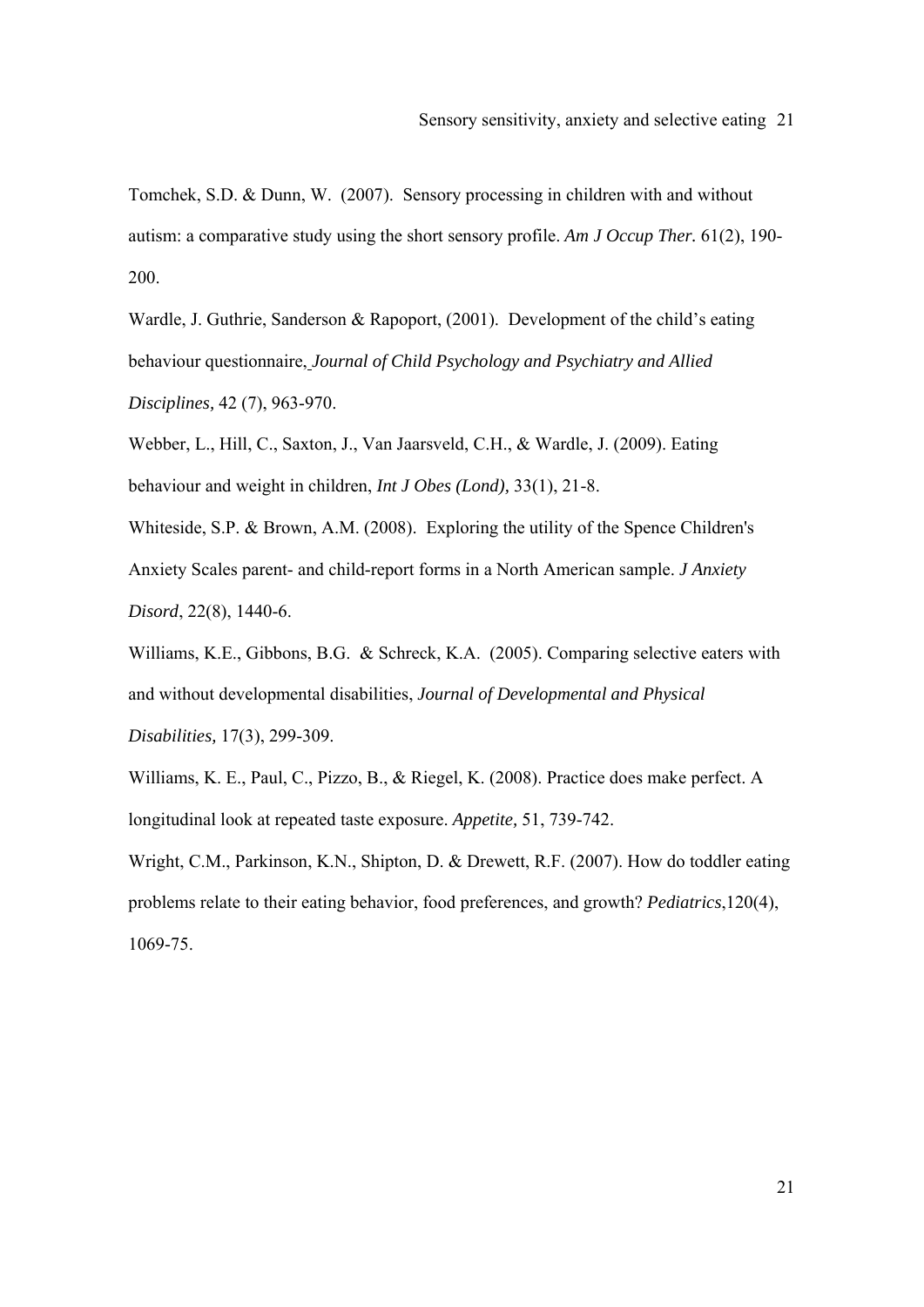Tomchek, S.D. & Dunn, W. (2007). Sensory processing in children with and without autism: a comparative study using the short sensory profile. *Am J Occup Ther.* 61(2), 190-200.

Wardle, J. Guthrie, Sanderson & Rapoport, (2001). Development of the child's eating behaviour questionnaire, *Journal of Child Psychology and Psychiatry and Allied Disciplines,* 42 (7), 963-970.

Webber, L., Hill, C., Saxton, J., Van Jaarsveld, C.H., & Wardle, J. (2009). Eating behaviour and weight in children, *Int J Obes (Lond),* 33(1), 21-8.

Whiteside, S.P. & Brown, A.M. (2008). Exploring the utility of the Spence Children's Anxiety Scales parent- and child-report forms in a North American sample. *J Anxiety Disord*, 22(8), 1440-6.

Williams, K.E., Gibbons, B.G. & Schreck, K.A. (2005). Comparing selective eaters with and without developmental disabilities, *Journal of Developmental and Physical Disabilities,* 17(3), 299-309.

Williams, K. E., Paul, C., Pizzo, B., & Riegel, K. (2008). Practice does make perfect. A longitudinal look at repeated taste exposure. *Appetite,* 51, 739-742.

Wright, C.M., Parkinson, K.N., Shipton, D. & Drewett, R.F. (2007). How do toddler eating problems relate to their eating behavior, food preferences, and growth? *Pediatrics*,120(4), 1069-75.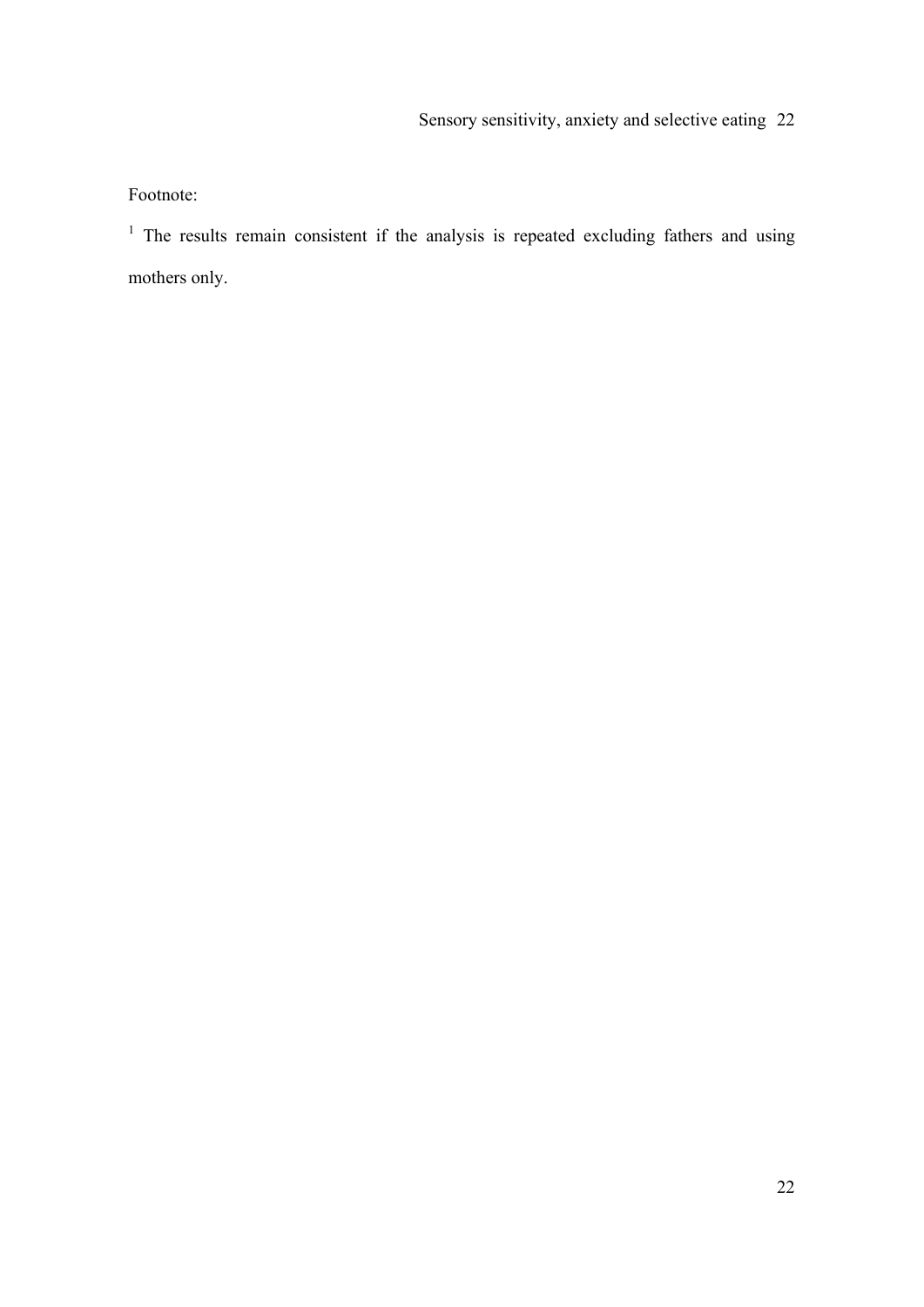Footnote:

[1] The results remain consistent if the analysis is repeated excluding fathers and using mothers only.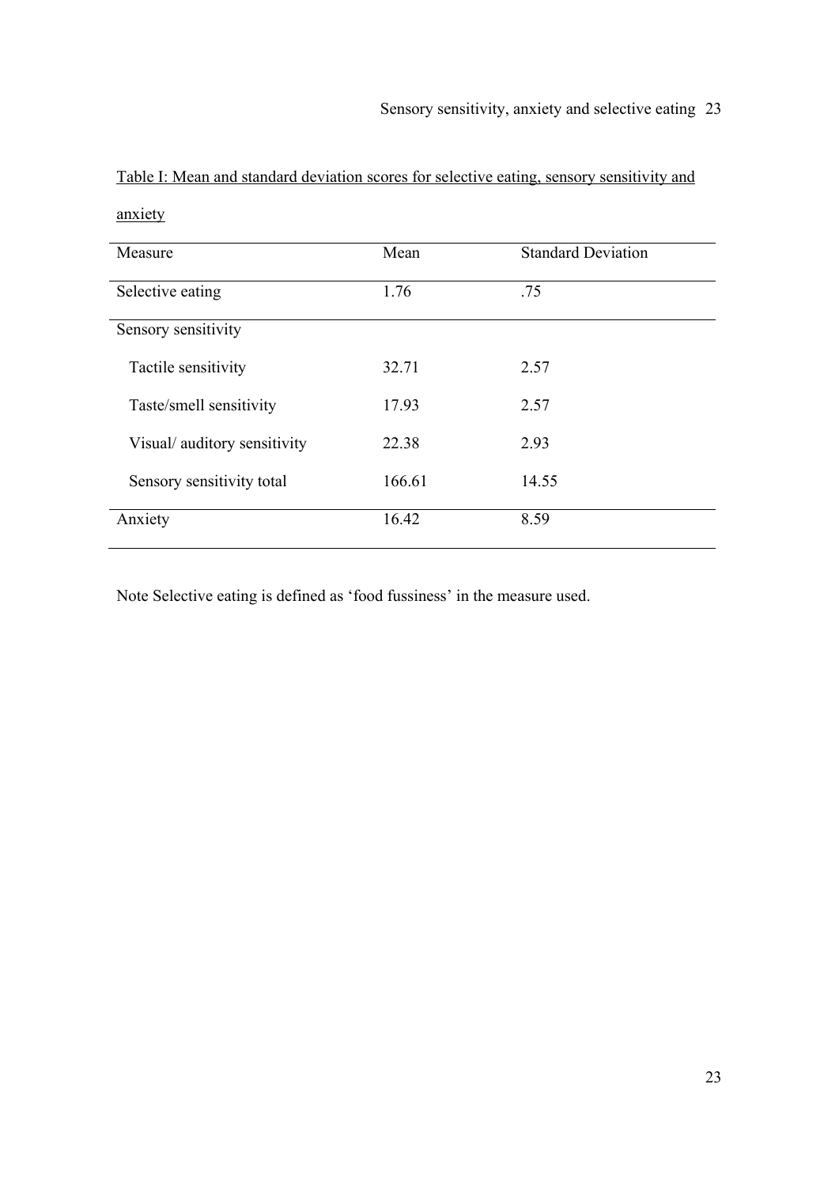Table I: Mean and standard deviation scores for selective eating, sensory sensitivity and anxiety

| Measure | Mean | Standard Deviation |
|---|---|---|
| Selective eating | 1.76 | .75 |
| Sensory sensitivity | | |
| Tactile sensitivity | 32.71 | 2.57 |
| Taste/smell sensitivity | 17.93 | 2.57 |
| Visual/ auditory sensitivity | 22.38 | 2.93 |
| Sensory sensitivity total | 166.61 | 14.55 |
| Anxiety | 16.42 | 8.59 |

Note Selective eating is defined as 'food fussiness' in the measure used.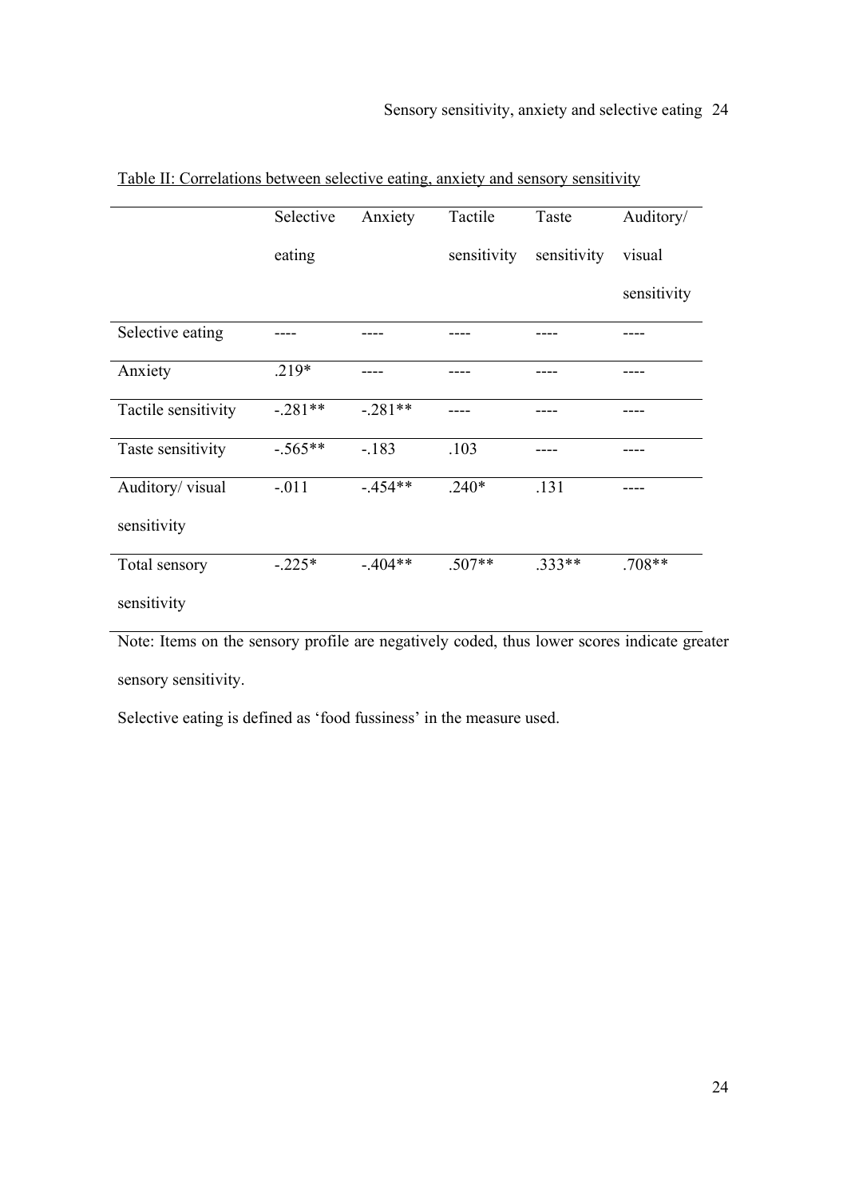Table II: Correlations between selective eating, anxiety and sensory sensitivity

| | Selective eating | Anxiety | Tactile sensitivity | Taste sensitivity | Auditory/ visual sensitivity |
|---|---|---|---|---|---|
| Selective eating | ---- | ---- | ---- | ---- | ---- |
| Anxiety | .219* | ---- | ---- | ---- | ---- |
| Tactile sensitivity | -.281** | -.281** | ---- | ---- | ---- |
| Taste sensitivity | -.565** | -.183 | .103 | ---- | ---- |
| Auditory/ visual sensitivity | -.011 | -.454** | .240* | .131 | ---- |
| Total sensory sensitivity | -.225* | -.404** | .507** | .333** | .708** |

Note: Items on the sensory profile are negatively coded, thus lower scores indicate greater sensory sensitivity.

Selective eating is defined as 'food fussiness' in the measure used.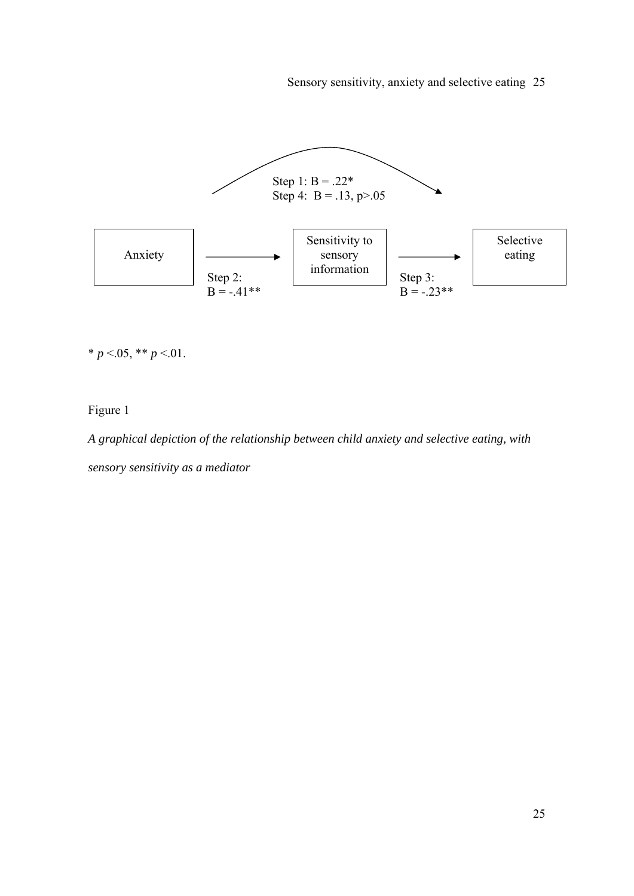Step 1: B = .22*
Step 4: B = .13, p>.05

Anxiety

Step 2:
B = -.41**

Sensitivity to sensory information

Step 3:
B = -.23**

Selective eating

* *p* <.05, ** *p* <.01.

Figure 1

*A graphical depiction of the relationship between child anxiety and selective eating, with sensory sensitivity as a mediator*